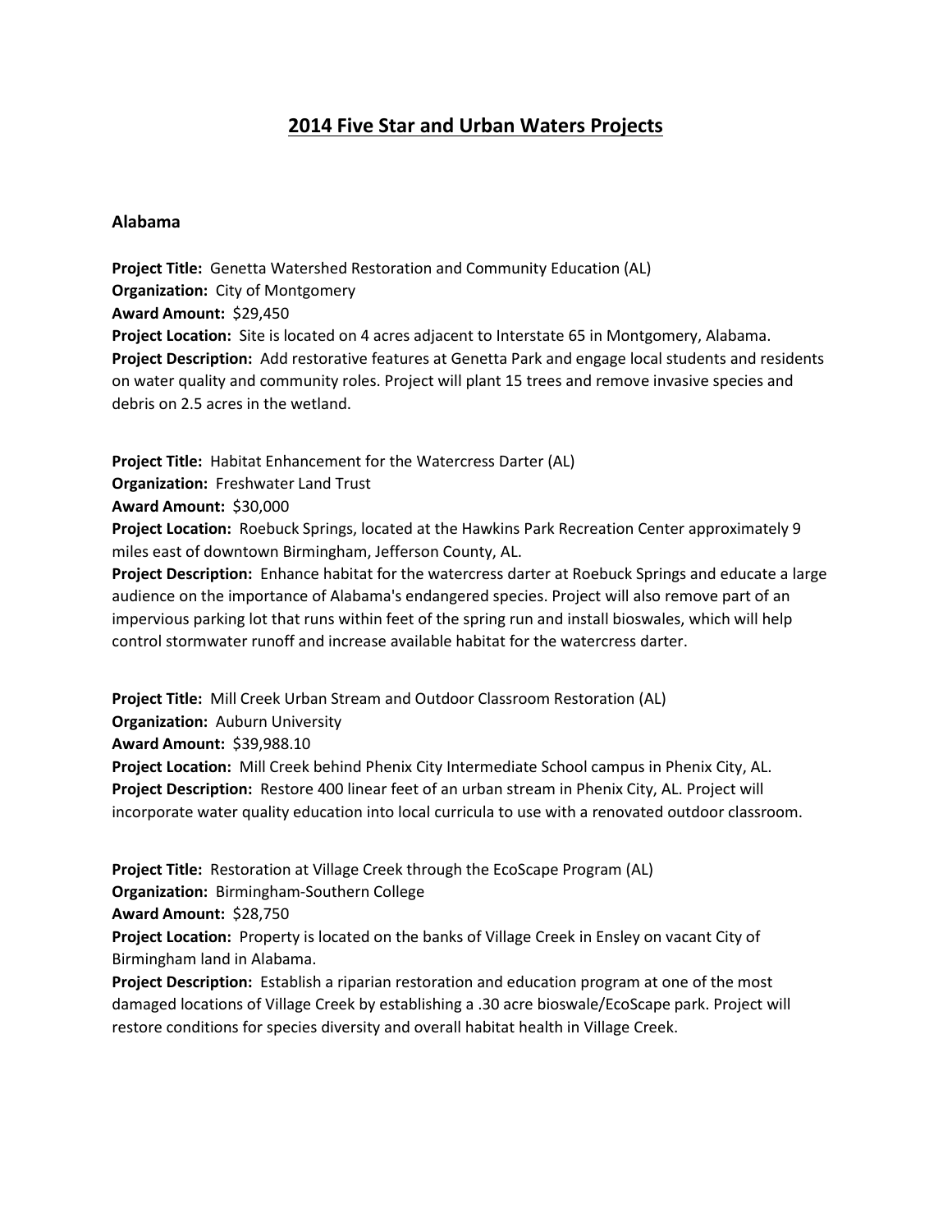# 2014 Five Star and Urban Waters Projects

## Alabama

**Project Title:** Genetta Watershed Restoration and Community Education (AL)
**Organization:** City of Montgomery
**Award Amount:** $29,450
**Project Location:** Site is located on 4 acres adjacent to Interstate 65 in Montgomery, Alabama.
**Project Description:** Add restorative features at Genetta Park and engage local students and residents on water quality and community roles. Project will plant 15 trees and remove invasive species and debris on 2.5 acres in the wetland.

**Project Title:** Habitat Enhancement for the Watercress Darter (AL)
**Organization:** Freshwater Land Trust
**Award Amount:** $30,000
**Project Location:** Roebuck Springs, located at the Hawkins Park Recreation Center approximately 9 miles east of downtown Birmingham, Jefferson County, AL.
**Project Description:** Enhance habitat for the watercress darter at Roebuck Springs and educate a large audience on the importance of Alabama's endangered species. Project will also remove part of an impervious parking lot that runs within feet of the spring run and install bioswales, which will help control stormwater runoff and increase available habitat for the watercress darter.

**Project Title:** Mill Creek Urban Stream and Outdoor Classroom Restoration (AL)
**Organization:** Auburn University
**Award Amount:** $39,988.10
**Project Location:** Mill Creek behind Phenix City Intermediate School campus in Phenix City, AL.
**Project Description:** Restore 400 linear feet of an urban stream in Phenix City, AL. Project will incorporate water quality education into local curricula to use with a renovated outdoor classroom.

**Project Title:** Restoration at Village Creek through the EcoScape Program (AL)
**Organization:** Birmingham-Southern College
**Award Amount:** $28,750
**Project Location:** Property is located on the banks of Village Creek in Ensley on vacant City of Birmingham land in Alabama.
**Project Description:** Establish a riparian restoration and education program at one of the most damaged locations of Village Creek by establishing a .30 acre bioswale/EcoScape park. Project will restore conditions for species diversity and overall habitat health in Village Creek.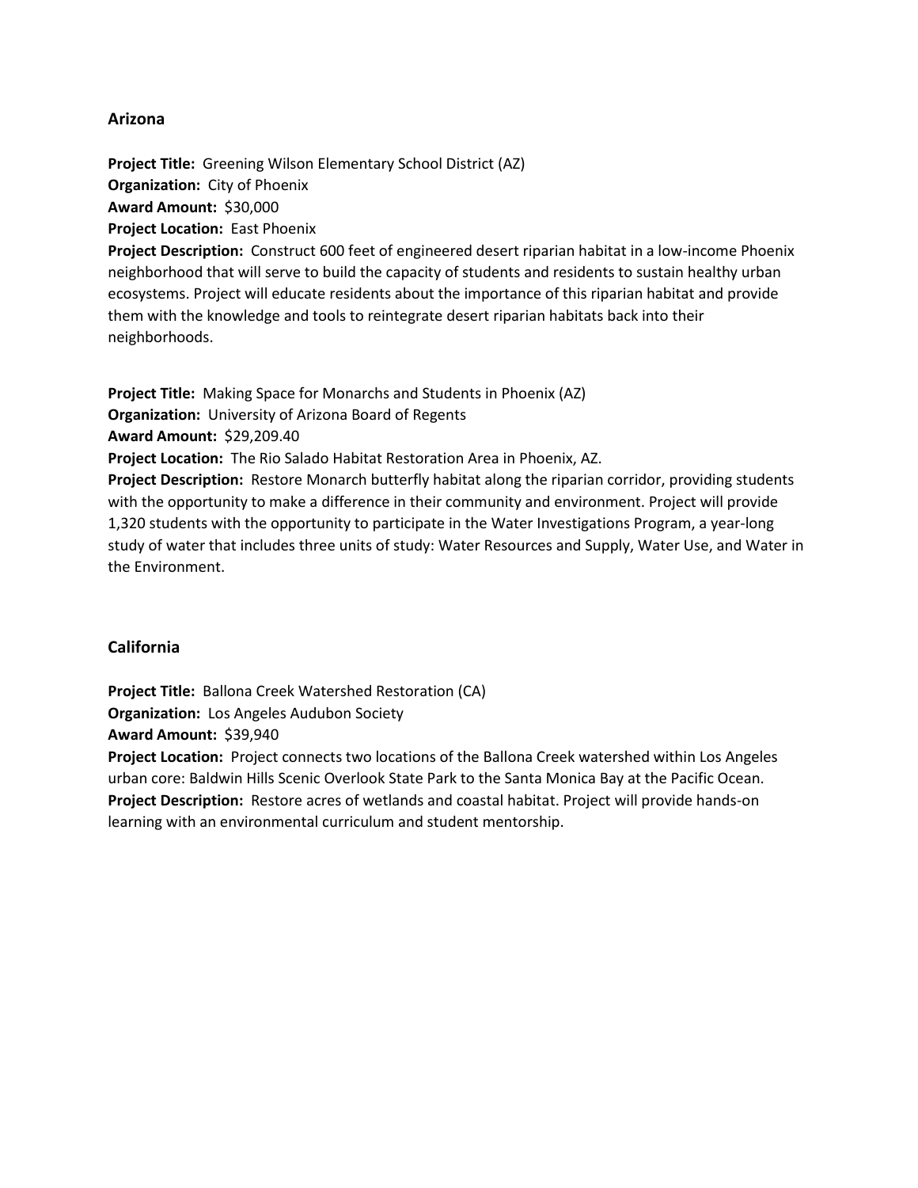## Arizona

**Project Title:** Greening Wilson Elementary School District (AZ)
**Organization:** City of Phoenix
**Award Amount:** $30,000
**Project Location:** East Phoenix
**Project Description:** Construct 600 feet of engineered desert riparian habitat in a low-income Phoenix neighborhood that will serve to build the capacity of students and residents to sustain healthy urban ecosystems. Project will educate residents about the importance of this riparian habitat and provide them with the knowledge and tools to reintegrate desert riparian habitats back into their neighborhoods.

**Project Title:** Making Space for Monarchs and Students in Phoenix (AZ)
**Organization:** University of Arizona Board of Regents
**Award Amount:** $29,209.40
**Project Location:** The Rio Salado Habitat Restoration Area in Phoenix, AZ.
**Project Description:** Restore Monarch butterfly habitat along the riparian corridor, providing students with the opportunity to make a difference in their community and environment. Project will provide 1,320 students with the opportunity to participate in the Water Investigations Program, a year-long study of water that includes three units of study: Water Resources and Supply, Water Use, and Water in the Environment.

## California

**Project Title:** Ballona Creek Watershed Restoration (CA)
**Organization:** Los Angeles Audubon Society
**Award Amount:** $39,940
**Project Location:** Project connects two locations of the Ballona Creek watershed within Los Angeles urban core: Baldwin Hills Scenic Overlook State Park to the Santa Monica Bay at the Pacific Ocean.
**Project Description:** Restore acres of wetlands and coastal habitat. Project will provide hands-on learning with an environmental curriculum and student mentorship.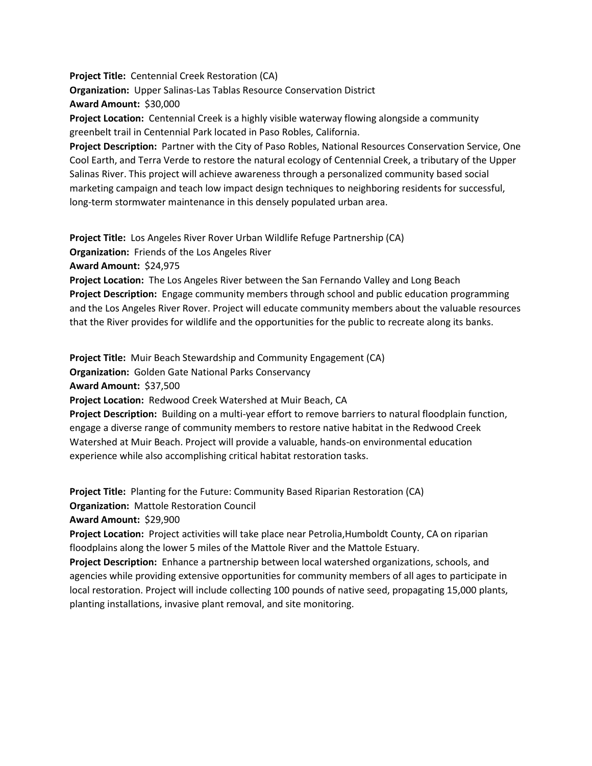**Project Title:** Centennial Creek Restoration (CA)
**Organization:** Upper Salinas-Las Tablas Resource Conservation District
**Award Amount:** $30,000
**Project Location:** Centennial Creek is a highly visible waterway flowing alongside a community greenbelt trail in Centennial Park located in Paso Robles, California.
**Project Description:** Partner with the City of Paso Robles, National Resources Conservation Service, One Cool Earth, and Terra Verde to restore the natural ecology of Centennial Creek, a tributary of the Upper Salinas River. This project will achieve awareness through a personalized community based social marketing campaign and teach low impact design techniques to neighboring residents for successful, long-term stormwater maintenance in this densely populated urban area.

**Project Title:** Los Angeles River Rover Urban Wildlife Refuge Partnership (CA)
**Organization:** Friends of the Los Angeles River
**Award Amount:** $24,975
**Project Location:** The Los Angeles River between the San Fernando Valley and Long Beach
**Project Description:** Engage community members through school and public education programming and the Los Angeles River Rover. Project will educate community members about the valuable resources that the River provides for wildlife and the opportunities for the public to recreate along its banks.

**Project Title:** Muir Beach Stewardship and Community Engagement (CA)
**Organization:** Golden Gate National Parks Conservancy
**Award Amount:** $37,500
**Project Location:** Redwood Creek Watershed at Muir Beach, CA
**Project Description:** Building on a multi-year effort to remove barriers to natural floodplain function, engage a diverse range of community members to restore native habitat in the Redwood Creek Watershed at Muir Beach. Project will provide a valuable, hands-on environmental education experience while also accomplishing critical habitat restoration tasks.

**Project Title:** Planting for the Future: Community Based Riparian Restoration (CA)
**Organization:** Mattole Restoration Council
**Award Amount:** $29,900
**Project Location:** Project activities will take place near Petrolia,Humboldt County, CA on riparian floodplains along the lower 5 miles of the Mattole River and the Mattole Estuary.
**Project Description:** Enhance a partnership between local watershed organizations, schools, and agencies while providing extensive opportunities for community members of all ages to participate in local restoration. Project will include collecting 100 pounds of native seed, propagating 15,000 plants, planting installations, invasive plant removal, and site monitoring.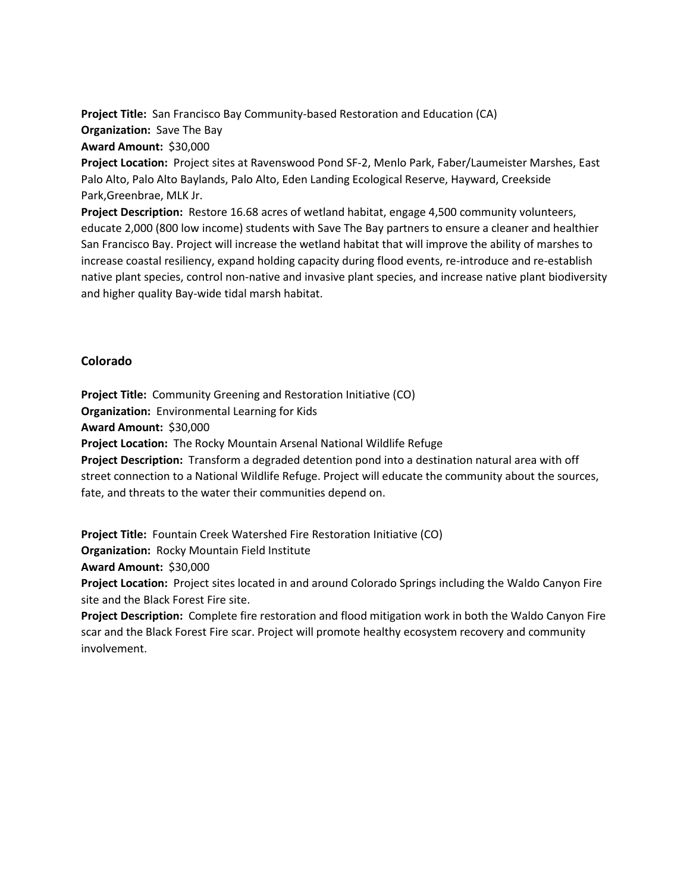**Project Title:** San Francisco Bay Community-based Restoration and Education (CA)
**Organization:** Save The Bay
**Award Amount:** $30,000
**Project Location:** Project sites at Ravenswood Pond SF-2, Menlo Park, Faber/Laumeister Marshes, East Palo Alto, Palo Alto Baylands, Palo Alto, Eden Landing Ecological Reserve, Hayward, Creekside Park,Greenbrae, MLK Jr.
**Project Description:** Restore 16.68 acres of wetland habitat, engage 4,500 community volunteers, educate 2,000 (800 low income) students with Save The Bay partners to ensure a cleaner and healthier San Francisco Bay. Project will increase the wetland habitat that will improve the ability of marshes to increase coastal resiliency, expand holding capacity during flood events, re-introduce and re-establish native plant species, control non-native and invasive plant species, and increase native plant biodiversity and higher quality Bay-wide tidal marsh habitat.

### Colorado

**Project Title:** Community Greening and Restoration Initiative (CO)
**Organization:** Environmental Learning for Kids
**Award Amount:** $30,000
**Project Location:** The Rocky Mountain Arsenal National Wildlife Refuge
**Project Description:** Transform a degraded detention pond into a destination natural area with off street connection to a National Wildlife Refuge. Project will educate the community about the sources, fate, and threats to the water their communities depend on.

**Project Title:** Fountain Creek Watershed Fire Restoration Initiative (CO)
**Organization:** Rocky Mountain Field Institute
**Award Amount:** $30,000
**Project Location:** Project sites located in and around Colorado Springs including the Waldo Canyon Fire site and the Black Forest Fire site.
**Project Description:** Complete fire restoration and flood mitigation work in both the Waldo Canyon Fire scar and the Black Forest Fire scar. Project will promote healthy ecosystem recovery and community involvement.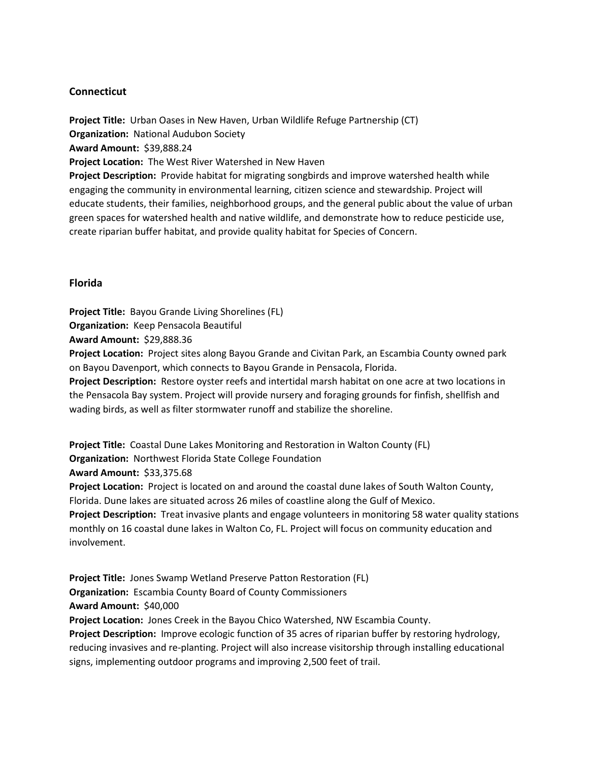## Connecticut

**Project Title:** Urban Oases in New Haven, Urban Wildlife Refuge Partnership (CT)
**Organization:** National Audubon Society
**Award Amount:** $39,888.24
**Project Location:** The West River Watershed in New Haven
**Project Description:** Provide habitat for migrating songbirds and improve watershed health while engaging the community in environmental learning, citizen science and stewardship. Project will educate students, their families, neighborhood groups, and the general public about the value of urban green spaces for watershed health and native wildlife, and demonstrate how to reduce pesticide use, create riparian buffer habitat, and provide quality habitat for Species of Concern.

## Florida

**Project Title:** Bayou Grande Living Shorelines (FL)
**Organization:** Keep Pensacola Beautiful
**Award Amount:** $29,888.36
**Project Location:** Project sites along Bayou Grande and Civitan Park, an Escambia County owned park on Bayou Davenport, which connects to Bayou Grande in Pensacola, Florida.
**Project Description:** Restore oyster reefs and intertidal marsh habitat on one acre at two locations in the Pensacola Bay system. Project will provide nursery and foraging grounds for finfish, shellfish and wading birds, as well as filter stormwater runoff and stabilize the shoreline.

**Project Title:** Coastal Dune Lakes Monitoring and Restoration in Walton County (FL)
**Organization:** Northwest Florida State College Foundation
**Award Amount:** $33,375.68
**Project Location:** Project is located on and around the coastal dune lakes of South Walton County, Florida. Dune lakes are situated across 26 miles of coastline along the Gulf of Mexico.
**Project Description:** Treat invasive plants and engage volunteers in monitoring 58 water quality stations monthly on 16 coastal dune lakes in Walton Co, FL. Project will focus on community education and involvement.

**Project Title:** Jones Swamp Wetland Preserve Patton Restoration (FL)
**Organization:** Escambia County Board of County Commissioners
**Award Amount:** $40,000
**Project Location:** Jones Creek in the Bayou Chico Watershed, NW Escambia County.
**Project Description:** Improve ecologic function of 35 acres of riparian buffer by restoring hydrology, reducing invasives and re-planting. Project will also increase visitorship through installing educational signs, implementing outdoor programs and improving 2,500 feet of trail.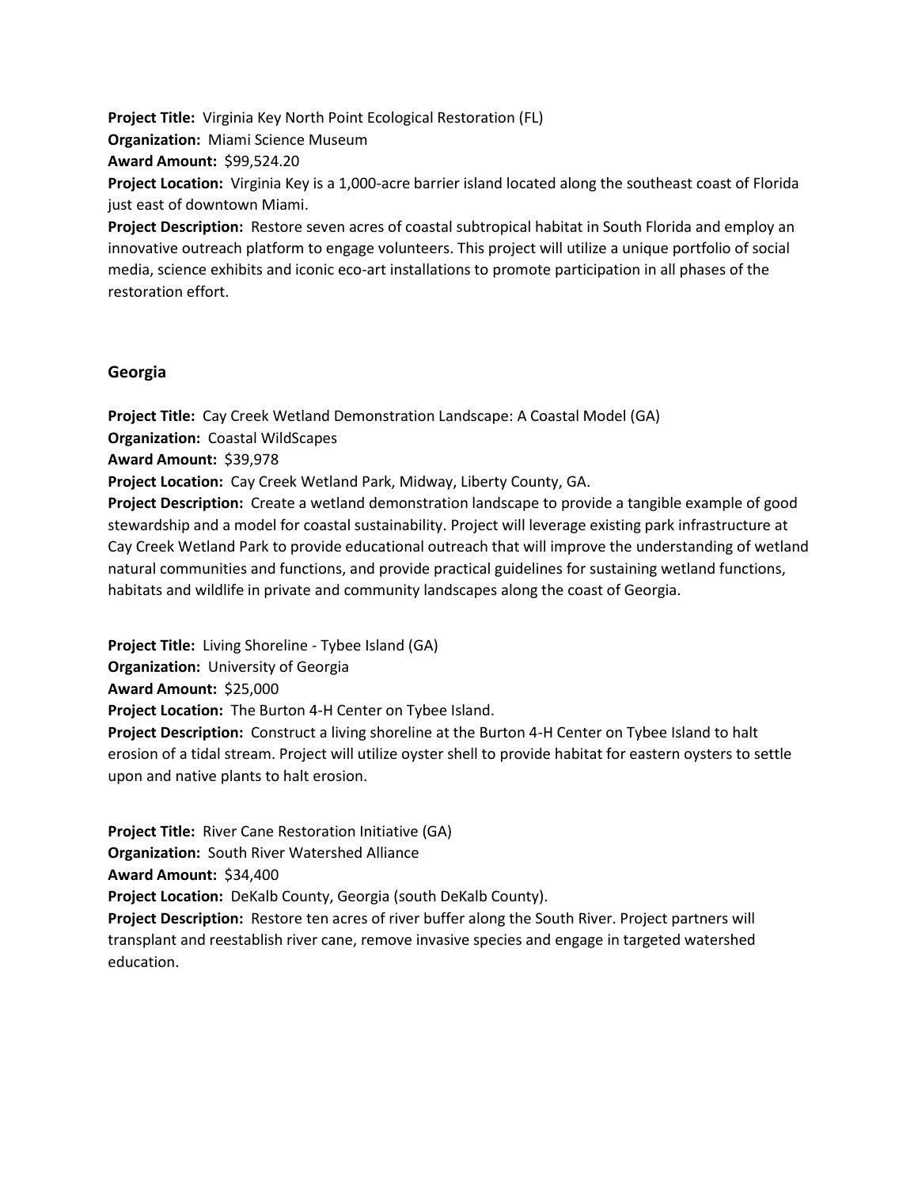**Project Title:** Virginia Key North Point Ecological Restoration (FL)
**Organization:** Miami Science Museum
**Award Amount:** $99,524.20
**Project Location:** Virginia Key is a 1,000-acre barrier island located along the southeast coast of Florida just east of downtown Miami.
**Project Description:** Restore seven acres of coastal subtropical habitat in South Florida and employ an innovative outreach platform to engage volunteers. This project will utilize a unique portfolio of social media, science exhibits and iconic eco-art installations to promote participation in all phases of the restoration effort.

## Georgia

**Project Title:** Cay Creek Wetland Demonstration Landscape: A Coastal Model (GA)
**Organization:** Coastal WildScapes
**Award Amount:** $39,978
**Project Location:** Cay Creek Wetland Park, Midway, Liberty County, GA.
**Project Description:** Create a wetland demonstration landscape to provide a tangible example of good stewardship and a model for coastal sustainability. Project will leverage existing park infrastructure at Cay Creek Wetland Park to provide educational outreach that will improve the understanding of wetland natural communities and functions, and provide practical guidelines for sustaining wetland functions, habitats and wildlife in private and community landscapes along the coast of Georgia.

**Project Title:** Living Shoreline - Tybee Island (GA)
**Organization:** University of Georgia
**Award Amount:** $25,000
**Project Location:** The Burton 4-H Center on Tybee Island.
**Project Description:** Construct a living shoreline at the Burton 4-H Center on Tybee Island to halt erosion of a tidal stream. Project will utilize oyster shell to provide habitat for eastern oysters to settle upon and native plants to halt erosion.

**Project Title:** River Cane Restoration Initiative (GA)
**Organization:** South River Watershed Alliance
**Award Amount:** $34,400
**Project Location:** DeKalb County, Georgia (south DeKalb County).
**Project Description:** Restore ten acres of river buffer along the South River. Project partners will transplant and reestablish river cane, remove invasive species and engage in targeted watershed education.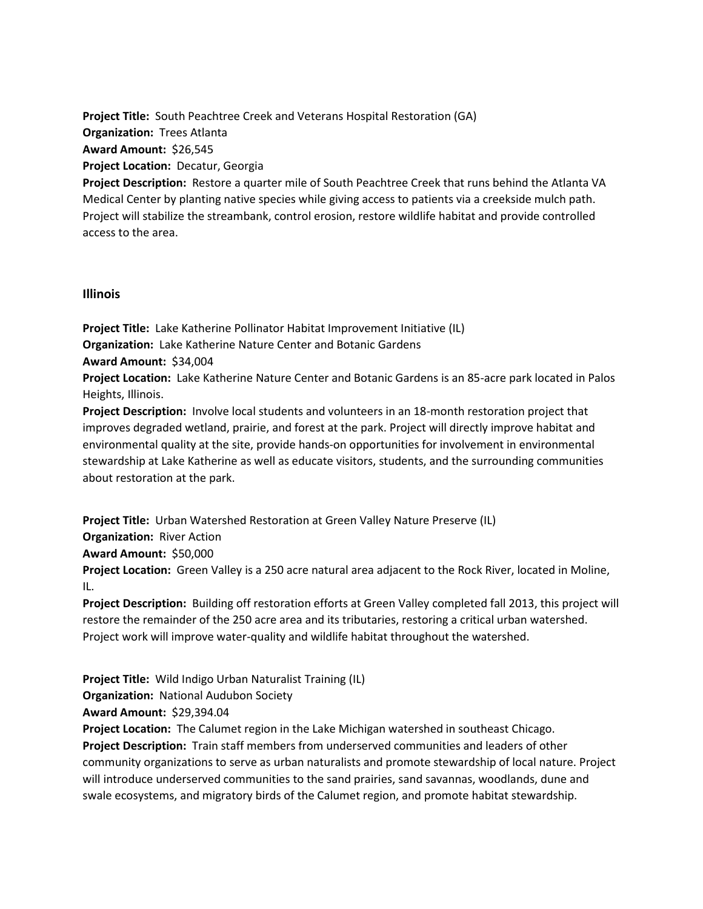**Project Title:** South Peachtree Creek and Veterans Hospital Restoration (GA)
**Organization:** Trees Atlanta
**Award Amount:** $26,545
**Project Location:** Decatur, Georgia
**Project Description:** Restore a quarter mile of South Peachtree Creek that runs behind the Atlanta VA Medical Center by planting native species while giving access to patients via a creekside mulch path. Project will stabilize the streambank, control erosion, restore wildlife habitat and provide controlled access to the area.

### Illinois

**Project Title:** Lake Katherine Pollinator Habitat Improvement Initiative (IL)
**Organization:** Lake Katherine Nature Center and Botanic Gardens
**Award Amount:** $34,004
**Project Location:** Lake Katherine Nature Center and Botanic Gardens is an 85-acre park located in Palos Heights, Illinois.
**Project Description:** Involve local students and volunteers in an 18-month restoration project that improves degraded wetland, prairie, and forest at the park. Project will directly improve habitat and environmental quality at the site, provide hands-on opportunities for involvement in environmental stewardship at Lake Katherine as well as educate visitors, students, and the surrounding communities about restoration at the park.

**Project Title:** Urban Watershed Restoration at Green Valley Nature Preserve (IL)
**Organization:** River Action
**Award Amount:** $50,000
**Project Location:** Green Valley is a 250 acre natural area adjacent to the Rock River, located in Moline, IL.
**Project Description:** Building off restoration efforts at Green Valley completed fall 2013, this project will restore the remainder of the 250 acre area and its tributaries, restoring a critical urban watershed. Project work will improve water-quality and wildlife habitat throughout the watershed.

**Project Title:** Wild Indigo Urban Naturalist Training (IL)
**Organization:** National Audubon Society
**Award Amount:** $29,394.04
**Project Location:** The Calumet region in the Lake Michigan watershed in southeast Chicago.
**Project Description:** Train staff members from underserved communities and leaders of other community organizations to serve as urban naturalists and promote stewardship of local nature. Project will introduce underserved communities to the sand prairies, sand savannas, woodlands, dune and swale ecosystems, and migratory birds of the Calumet region, and promote habitat stewardship.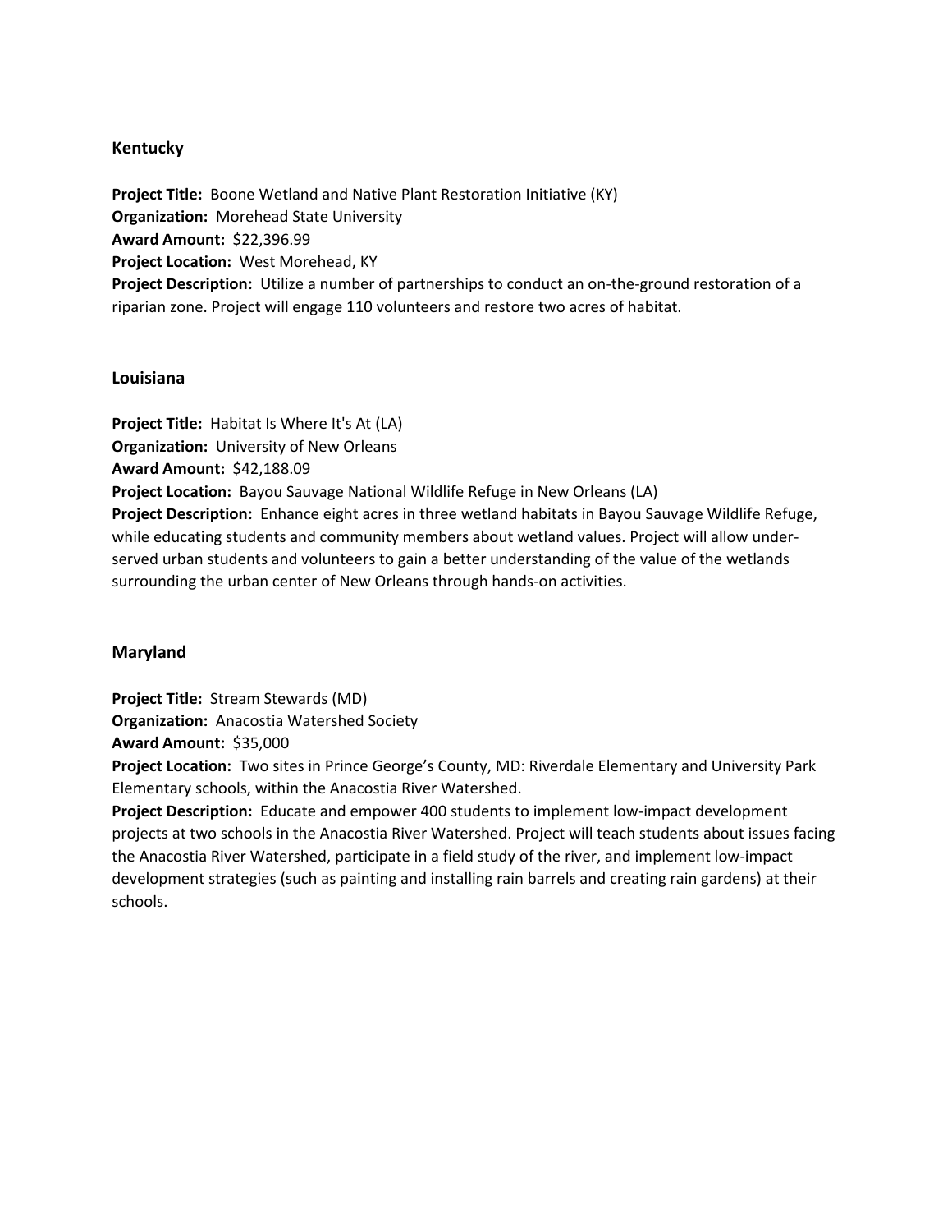## Kentucky

**Project Title:** Boone Wetland and Native Plant Restoration Initiative (KY)
**Organization:** Morehead State University
**Award Amount:** $22,396.99
**Project Location:** West Morehead, KY
**Project Description:** Utilize a number of partnerships to conduct an on-the-ground restoration of a riparian zone. Project will engage 110 volunteers and restore two acres of habitat.

## Louisiana

**Project Title:** Habitat Is Where It's At (LA)
**Organization:** University of New Orleans
**Award Amount:** $42,188.09
**Project Location:** Bayou Sauvage National Wildlife Refuge in New Orleans (LA)
**Project Description:** Enhance eight acres in three wetland habitats in Bayou Sauvage Wildlife Refuge, while educating students and community members about wetland values. Project will allow under-served urban students and volunteers to gain a better understanding of the value of the wetlands surrounding the urban center of New Orleans through hands-on activities.

## Maryland

**Project Title:** Stream Stewards (MD)
**Organization:** Anacostia Watershed Society
**Award Amount:** $35,000
**Project Location:** Two sites in Prince George's County, MD: Riverdale Elementary and University Park Elementary schools, within the Anacostia River Watershed.
**Project Description:** Educate and empower 400 students to implement low-impact development projects at two schools in the Anacostia River Watershed. Project will teach students about issues facing the Anacostia River Watershed, participate in a field study of the river, and implement low-impact development strategies (such as painting and installing rain barrels and creating rain gardens) at their schools.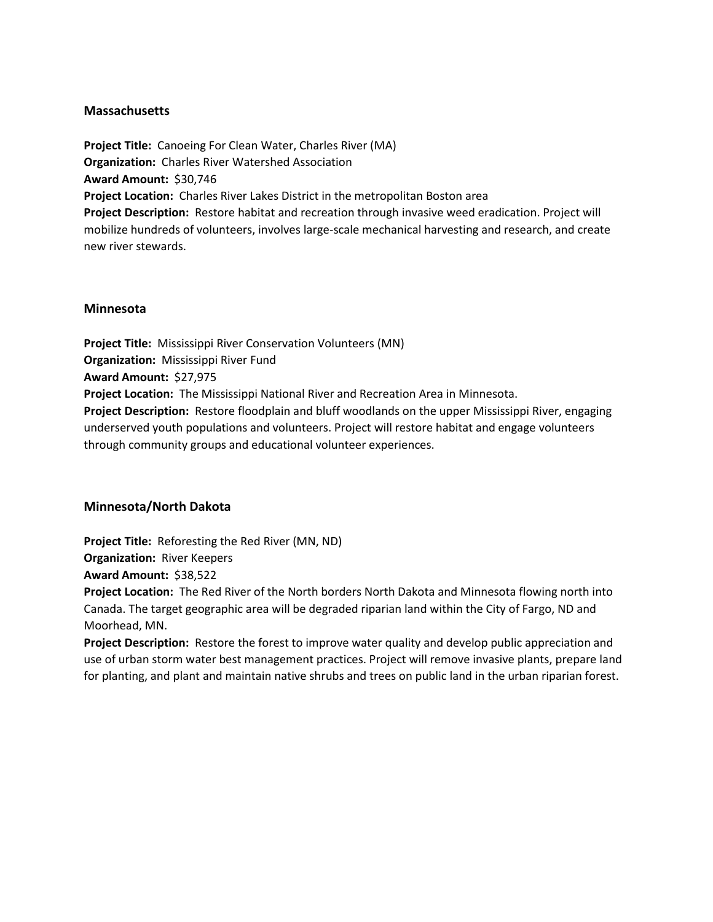## Massachusetts

**Project Title:** Canoeing For Clean Water, Charles River (MA)
**Organization:** Charles River Watershed Association
**Award Amount:** $30,746
**Project Location:** Charles River Lakes District in the metropolitan Boston area
**Project Description:** Restore habitat and recreation through invasive weed eradication. Project will mobilize hundreds of volunteers, involves large-scale mechanical harvesting and research, and create new river stewards.

## Minnesota

**Project Title:** Mississippi River Conservation Volunteers (MN)
**Organization:** Mississippi River Fund
**Award Amount:** $27,975
**Project Location:** The Mississippi National River and Recreation Area in Minnesota.
**Project Description:** Restore floodplain and bluff woodlands on the upper Mississippi River, engaging underserved youth populations and volunteers. Project will restore habitat and engage volunteers through community groups and educational volunteer experiences.

## Minnesota/North Dakota

**Project Title:** Reforesting the Red River (MN, ND)
**Organization:** River Keepers
**Award Amount:** $38,522
**Project Location:** The Red River of the North borders North Dakota and Minnesota flowing north into Canada. The target geographic area will be degraded riparian land within the City of Fargo, ND and Moorhead, MN.
**Project Description:** Restore the forest to improve water quality and develop public appreciation and use of urban storm water best management practices. Project will remove invasive plants, prepare land for planting, and plant and maintain native shrubs and trees on public land in the urban riparian forest.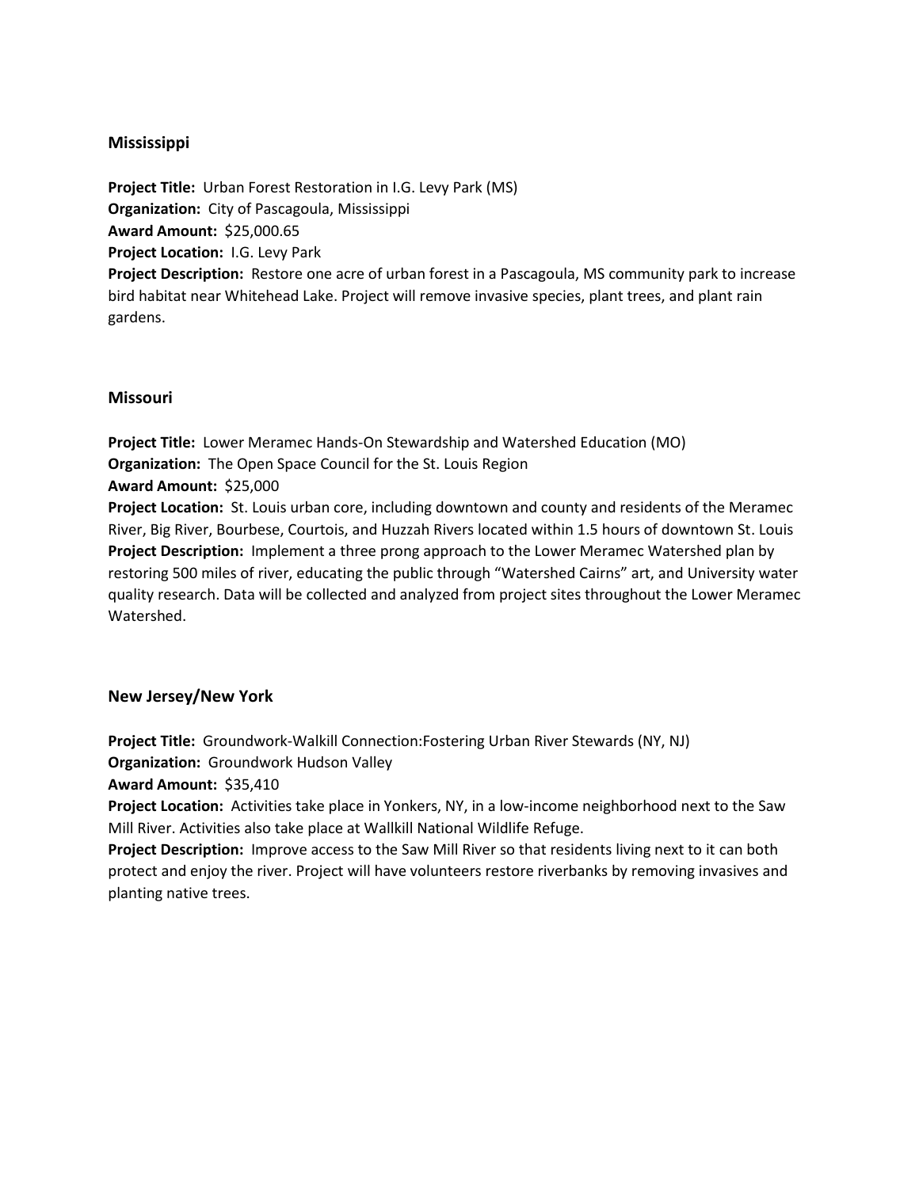## Mississippi

**Project Title:** Urban Forest Restoration in I.G. Levy Park (MS)
**Organization:** City of Pascagoula, Mississippi
**Award Amount:** $25,000.65
**Project Location:** I.G. Levy Park
**Project Description:** Restore one acre of urban forest in a Pascagoula, MS community park to increase bird habitat near Whitehead Lake. Project will remove invasive species, plant trees, and plant rain gardens.

## Missouri

**Project Title:** Lower Meramec Hands-On Stewardship and Watershed Education (MO)
**Organization:** The Open Space Council for the St. Louis Region
**Award Amount:** $25,000
**Project Location:** St. Louis urban core, including downtown and county and residents of the Meramec River, Big River, Bourbese, Courtois, and Huzzah Rivers located within 1.5 hours of downtown St. Louis
**Project Description:** Implement a three prong approach to the Lower Meramec Watershed plan by restoring 500 miles of river, educating the public through "Watershed Cairns" art, and University water quality research. Data will be collected and analyzed from project sites throughout the Lower Meramec Watershed.

## New Jersey/New York

**Project Title:** Groundwork-Walkill Connection:Fostering Urban River Stewards (NY, NJ)
**Organization:** Groundwork Hudson Valley
**Award Amount:** $35,410
**Project Location:** Activities take place in Yonkers, NY, in a low-income neighborhood next to the Saw Mill River. Activities also take place at Wallkill National Wildlife Refuge.
**Project Description:** Improve access to the Saw Mill River so that residents living next to it can both protect and enjoy the river. Project will have volunteers restore riverbanks by removing invasives and planting native trees.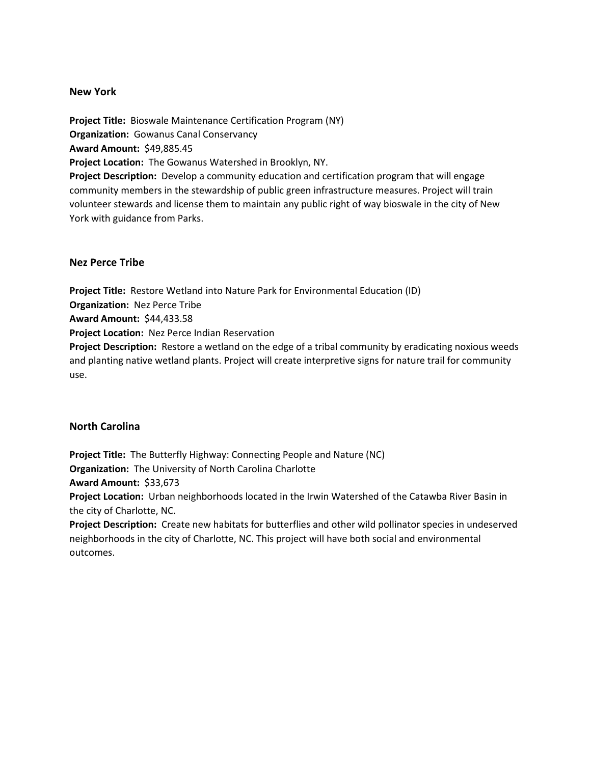## New York

**Project Title:** Bioswale Maintenance Certification Program (NY)
**Organization:** Gowanus Canal Conservancy
**Award Amount:** $49,885.45
**Project Location:** The Gowanus Watershed in Brooklyn, NY.
**Project Description:** Develop a community education and certification program that will engage community members in the stewardship of public green infrastructure measures. Project will train volunteer stewards and license them to maintain any public right of way bioswale in the city of New York with guidance from Parks.

## Nez Perce Tribe

**Project Title:** Restore Wetland into Nature Park for Environmental Education (ID)
**Organization:** Nez Perce Tribe
**Award Amount:** $44,433.58
**Project Location:** Nez Perce Indian Reservation
**Project Description:** Restore a wetland on the edge of a tribal community by eradicating noxious weeds and planting native wetland plants. Project will create interpretive signs for nature trail for community use.

## North Carolina

**Project Title:** The Butterfly Highway: Connecting People and Nature (NC)
**Organization:** The University of North Carolina Charlotte
**Award Amount:** $33,673
**Project Location:** Urban neighborhoods located in the Irwin Watershed of the Catawba River Basin in the city of Charlotte, NC.
**Project Description:** Create new habitats for butterflies and other wild pollinator species in undeserved neighborhoods in the city of Charlotte, NC. This project will have both social and environmental outcomes.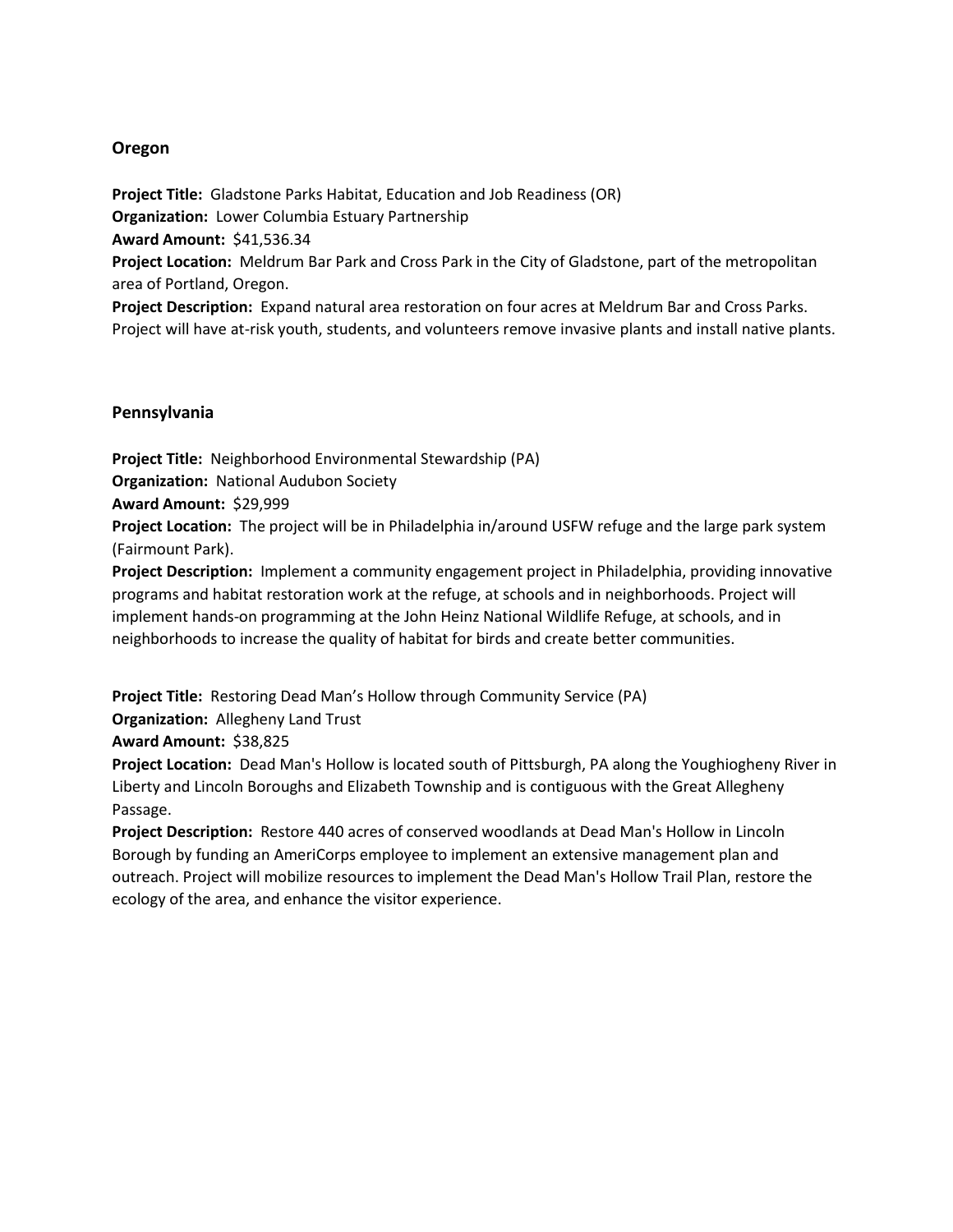### Oregon

**Project Title:** Gladstone Parks Habitat, Education and Job Readiness (OR)
**Organization:** Lower Columbia Estuary Partnership
**Award Amount:** $41,536.34
**Project Location:** Meldrum Bar Park and Cross Park in the City of Gladstone, part of the metropolitan area of Portland, Oregon.
**Project Description:** Expand natural area restoration on four acres at Meldrum Bar and Cross Parks. Project will have at-risk youth, students, and volunteers remove invasive plants and install native plants.

### Pennsylvania

**Project Title:** Neighborhood Environmental Stewardship (PA)
**Organization:** National Audubon Society
**Award Amount:** $29,999
**Project Location:** The project will be in Philadelphia in/around USFW refuge and the large park system (Fairmount Park).
**Project Description:** Implement a community engagement project in Philadelphia, providing innovative programs and habitat restoration work at the refuge, at schools and in neighborhoods. Project will implement hands-on programming at the John Heinz National Wildlife Refuge, at schools, and in neighborhoods to increase the quality of habitat for birds and create better communities.

**Project Title:** Restoring Dead Man's Hollow through Community Service (PA)
**Organization:** Allegheny Land Trust
**Award Amount:** $38,825
**Project Location:** Dead Man's Hollow is located south of Pittsburgh, PA along the Youghiogheny River in Liberty and Lincoln Boroughs and Elizabeth Township and is contiguous with the Great Allegheny Passage.
**Project Description:** Restore 440 acres of conserved woodlands at Dead Man's Hollow in Lincoln Borough by funding an AmeriCorps employee to implement an extensive management plan and outreach. Project will mobilize resources to implement the Dead Man's Hollow Trail Plan, restore the ecology of the area, and enhance the visitor experience.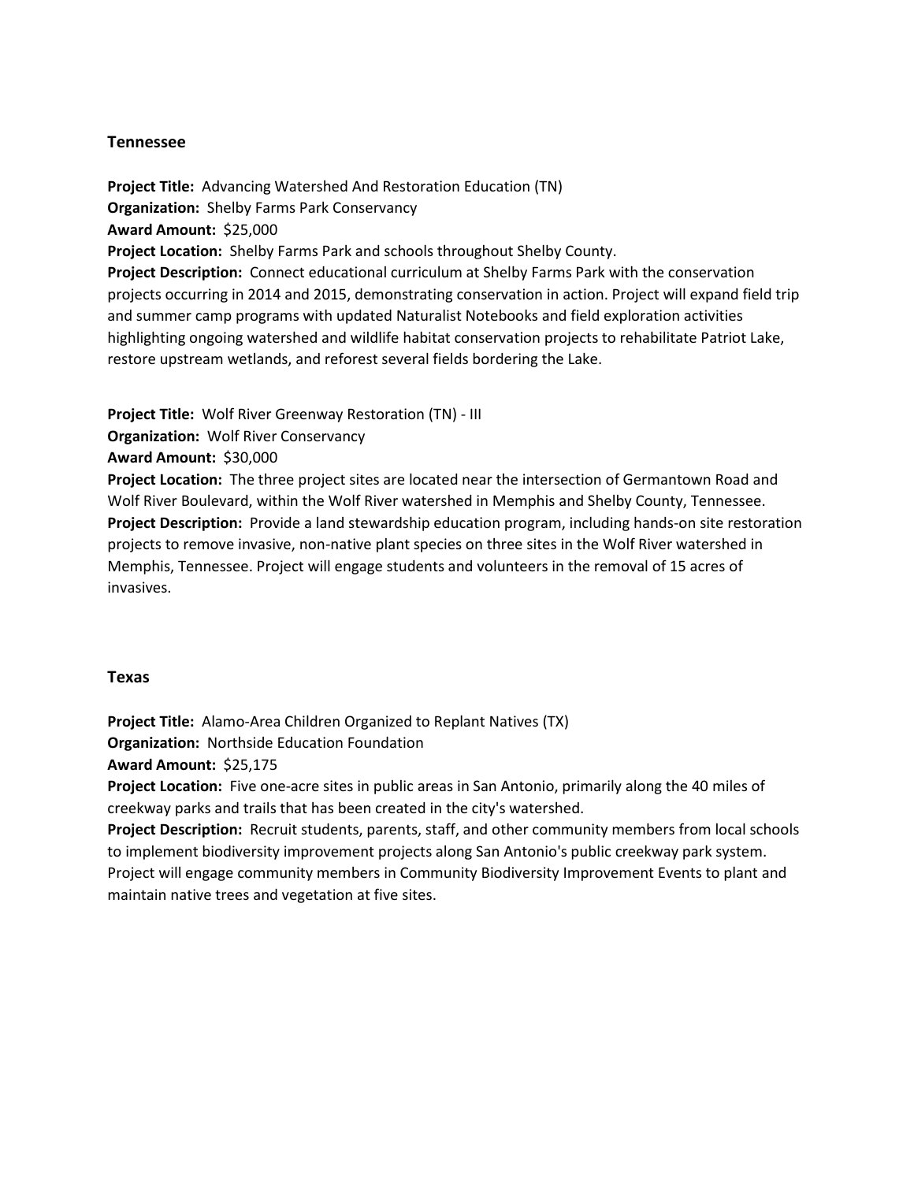### Tennessee

**Project Title:** Advancing Watershed And Restoration Education (TN)
**Organization:** Shelby Farms Park Conservancy
**Award Amount:** $25,000
**Project Location:** Shelby Farms Park and schools throughout Shelby County.
**Project Description:** Connect educational curriculum at Shelby Farms Park with the conservation projects occurring in 2014 and 2015, demonstrating conservation in action. Project will expand field trip and summer camp programs with updated Naturalist Notebooks and field exploration activities highlighting ongoing watershed and wildlife habitat conservation projects to rehabilitate Patriot Lake, restore upstream wetlands, and reforest several fields bordering the Lake.

**Project Title:** Wolf River Greenway Restoration (TN) - III
**Organization:** Wolf River Conservancy
**Award Amount:** $30,000
**Project Location:** The three project sites are located near the intersection of Germantown Road and Wolf River Boulevard, within the Wolf River watershed in Memphis and Shelby County, Tennessee.
**Project Description:** Provide a land stewardship education program, including hands-on site restoration projects to remove invasive, non-native plant species on three sites in the Wolf River watershed in Memphis, Tennessee. Project will engage students and volunteers in the removal of 15 acres of invasives.

### Texas

**Project Title:** Alamo-Area Children Organized to Replant Natives (TX)
**Organization:** Northside Education Foundation
**Award Amount:** $25,175
**Project Location:** Five one-acre sites in public areas in San Antonio, primarily along the 40 miles of creekway parks and trails that has been created in the city's watershed.
**Project Description:** Recruit students, parents, staff, and other community members from local schools to implement biodiversity improvement projects along San Antonio's public creekway park system. Project will engage community members in Community Biodiversity Improvement Events to plant and maintain native trees and vegetation at five sites.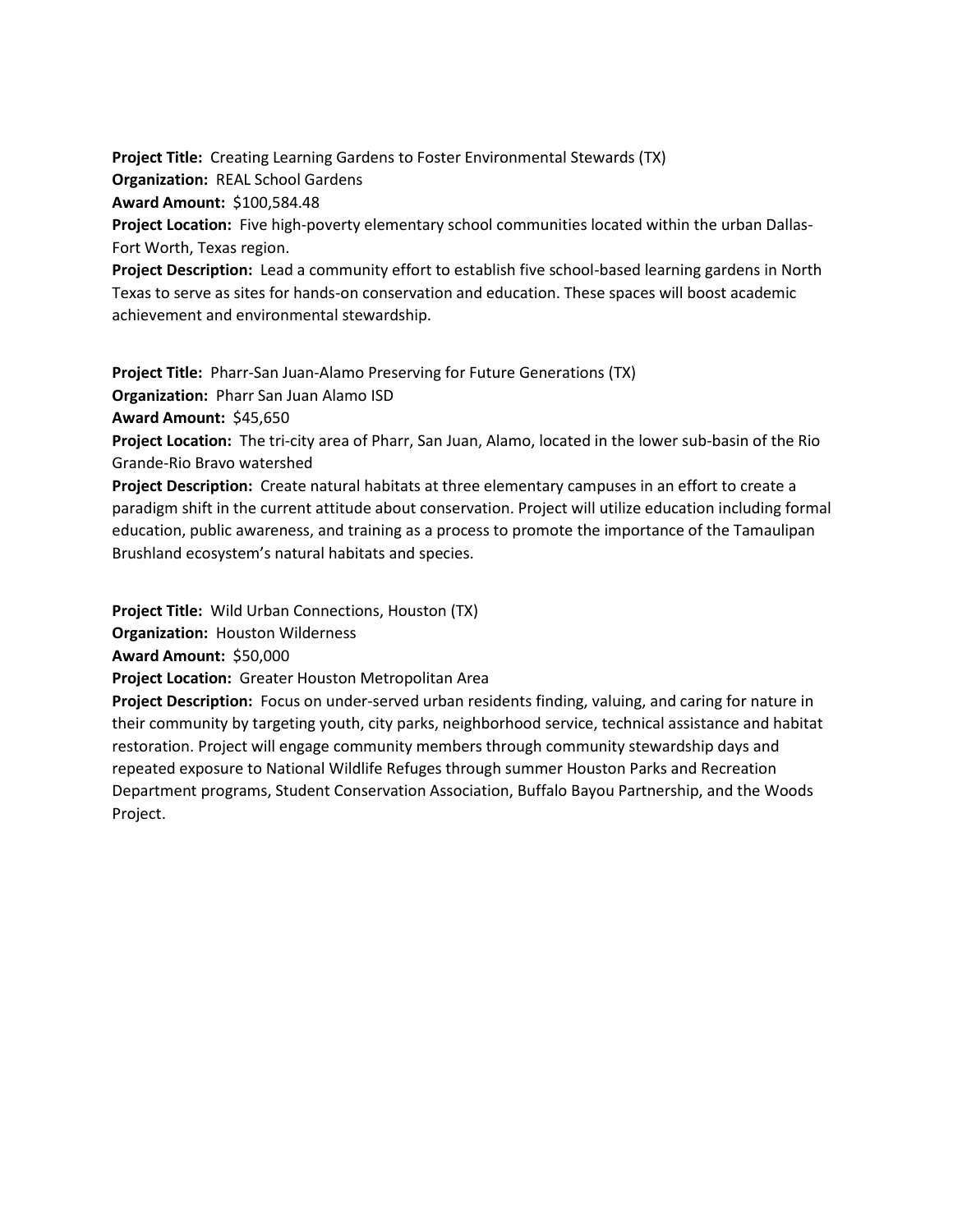**Project Title:** Creating Learning Gardens to Foster Environmental Stewards (TX)
**Organization:** REAL School Gardens
**Award Amount:** $100,584.48
**Project Location:** Five high-poverty elementary school communities located within the urban Dallas-Fort Worth, Texas region.
**Project Description:** Lead a community effort to establish five school-based learning gardens in North Texas to serve as sites for hands-on conservation and education. These spaces will boost academic achievement and environmental stewardship.

**Project Title:** Pharr-San Juan-Alamo Preserving for Future Generations (TX)
**Organization:** Pharr San Juan Alamo ISD
**Award Amount:** $45,650
**Project Location:** The tri-city area of Pharr, San Juan, Alamo, located in the lower sub-basin of the Rio Grande-Rio Bravo watershed
**Project Description:** Create natural habitats at three elementary campuses in an effort to create a paradigm shift in the current attitude about conservation. Project will utilize education including formal education, public awareness, and training as a process to promote the importance of the Tamaulipan Brushland ecosystem's natural habitats and species.

**Project Title:** Wild Urban Connections, Houston (TX)
**Organization:** Houston Wilderness
**Award Amount:** $50,000
**Project Location:** Greater Houston Metropolitan Area
**Project Description:** Focus on under-served urban residents finding, valuing, and caring for nature in their community by targeting youth, city parks, neighborhood service, technical assistance and habitat restoration. Project will engage community members through community stewardship days and repeated exposure to National Wildlife Refuges through summer Houston Parks and Recreation Department programs, Student Conservation Association, Buffalo Bayou Partnership, and the Woods Project.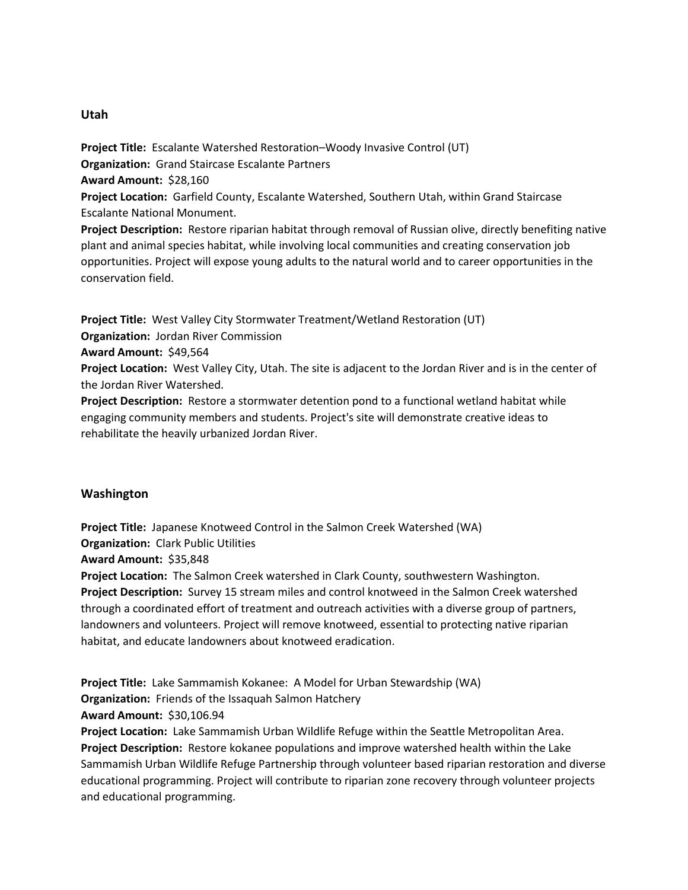## Utah

**Project Title:** Escalante Watershed Restoration–Woody Invasive Control (UT)
**Organization:** Grand Staircase Escalante Partners
**Award Amount:** $28,160
**Project Location:** Garfield County, Escalante Watershed, Southern Utah, within Grand Staircase Escalante National Monument.
**Project Description:** Restore riparian habitat through removal of Russian olive, directly benefiting native plant and animal species habitat, while involving local communities and creating conservation job opportunities. Project will expose young adults to the natural world and to career opportunities in the conservation field.

**Project Title:** West Valley City Stormwater Treatment/Wetland Restoration (UT)
**Organization:** Jordan River Commission
**Award Amount:** $49,564
**Project Location:** West Valley City, Utah. The site is adjacent to the Jordan River and is in the center of the Jordan River Watershed.
**Project Description:** Restore a stormwater detention pond to a functional wetland habitat while engaging community members and students. Project's site will demonstrate creative ideas to rehabilitate the heavily urbanized Jordan River.

## Washington

**Project Title:** Japanese Knotweed Control in the Salmon Creek Watershed (WA)
**Organization:** Clark Public Utilities
**Award Amount:** $35,848
**Project Location:** The Salmon Creek watershed in Clark County, southwestern Washington.
**Project Description:** Survey 15 stream miles and control knotweed in the Salmon Creek watershed through a coordinated effort of treatment and outreach activities with a diverse group of partners, landowners and volunteers. Project will remove knotweed, essential to protecting native riparian habitat, and educate landowners about knotweed eradication.

**Project Title:** Lake Sammamish Kokanee: A Model for Urban Stewardship (WA)
**Organization:** Friends of the Issaquah Salmon Hatchery
**Award Amount:** $30,106.94
**Project Location:** Lake Sammamish Urban Wildlife Refuge within the Seattle Metropolitan Area.
**Project Description:** Restore kokanee populations and improve watershed health within the Lake Sammamish Urban Wildlife Refuge Partnership through volunteer based riparian restoration and diverse educational programming. Project will contribute to riparian zone recovery through volunteer projects and educational programming.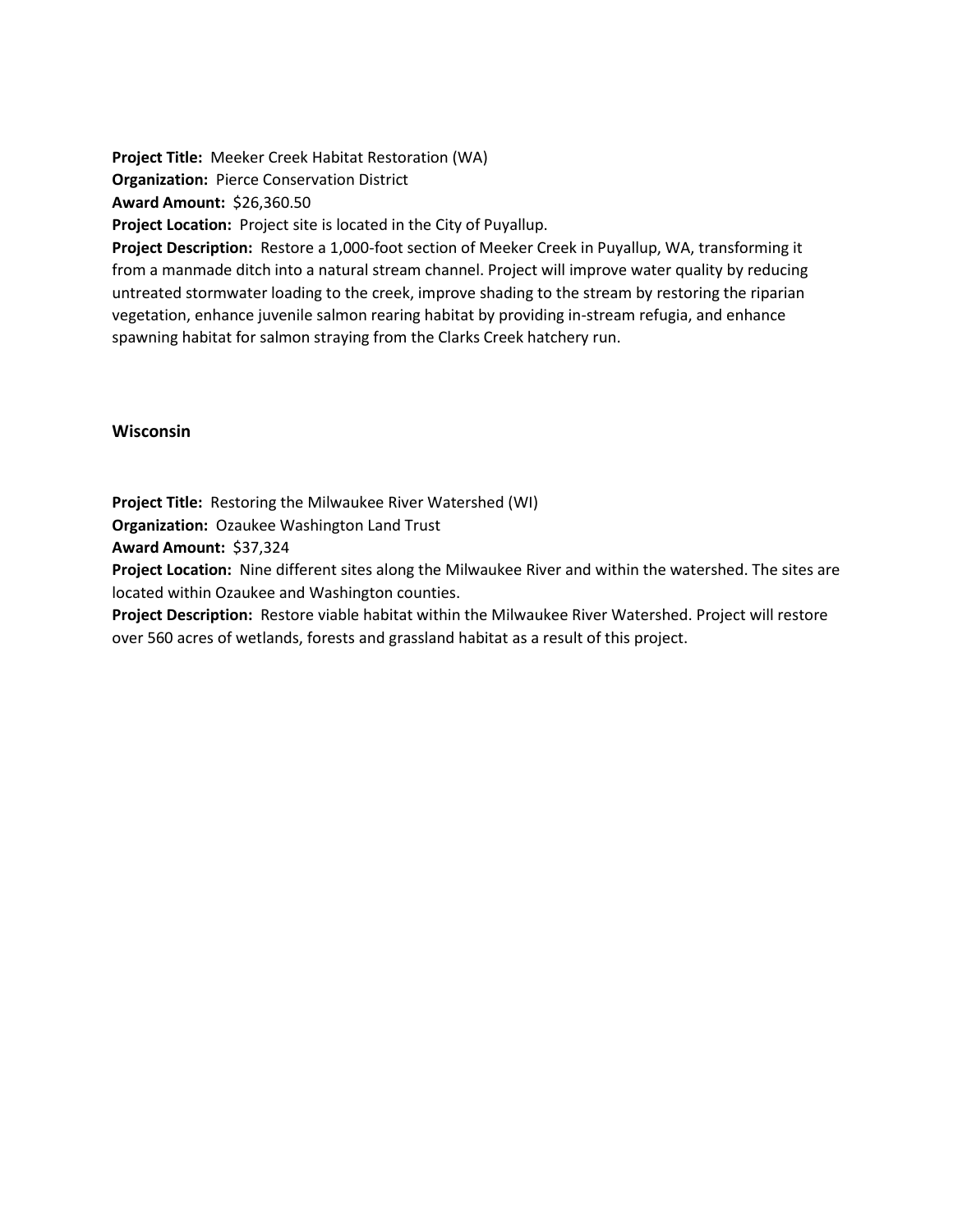**Project Title:** Meeker Creek Habitat Restoration (WA)
**Organization:** Pierce Conservation District
**Award Amount:** $26,360.50
**Project Location:** Project site is located in the City of Puyallup.
**Project Description:** Restore a 1,000-foot section of Meeker Creek in Puyallup, WA, transforming it from a manmade ditch into a natural stream channel. Project will improve water quality by reducing untreated stormwater loading to the creek, improve shading to the stream by restoring the riparian vegetation, enhance juvenile salmon rearing habitat by providing in-stream refugia, and enhance spawning habitat for salmon straying from the Clarks Creek hatchery run.

## Wisconsin

**Project Title:** Restoring the Milwaukee River Watershed (WI)
**Organization:** Ozaukee Washington Land Trust
**Award Amount:** $37,324
**Project Location:** Nine different sites along the Milwaukee River and within the watershed. The sites are located within Ozaukee and Washington counties.
**Project Description:** Restore viable habitat within the Milwaukee River Watershed. Project will restore over 560 acres of wetlands, forests and grassland habitat as a result of this project.